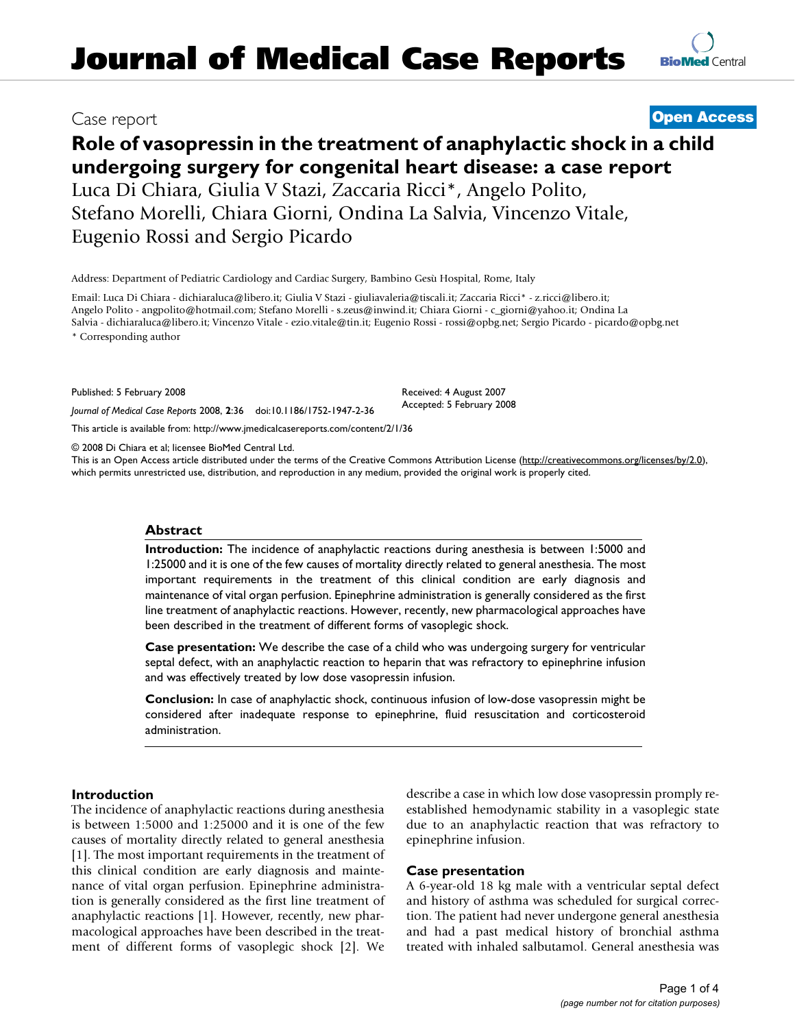# Journal of Medical Case Reports

Case report

**Open Access**

## Role of vasopressin in the treatment of anaphylactic shock in a child undergoing surgery for congenital heart disease: a case report

Luca Di Chiara, Giulia V Stazi, Zaccaria Ricci*, Angelo Polito, Stefano Morelli, Chiara Giorni, Ondina La Salvia, Vincenzo Vitale, Eugenio Rossi and Sergio Picardo

Address: Department of Pediatric Cardiology and Cardiac Surgery, Bambino Gesù Hospital, Rome, Italy

Email: Luca Di Chiara - dichiaraluca@libero.it; Giulia V Stazi - giuliavaleria@tiscali.it; Zaccaria Ricci* - z.ricci@libero.it; Angelo Polito - angpolito@hotmail.com; Stefano Morelli - s.zeus@inwind.it; Chiara Giorni - c_giorni@yahoo.it; Ondina La Salvia - dichiaraluca@libero.it; Vincenzo Vitale - ezio.vitale@tin.it; Eugenio Rossi - rossi@opbg.net; Sergio Picardo - picardo@opbg.net

* Corresponding author

Published: 5 February 2008

*Journal of Medical Case Reports* 2008, **2**:36 doi:10.1186/1752-1947-2-36

Received: 4 August 2007
Accepted: 5 February 2008

This article is available from: http://www.jmedicalcasereports.com/content/2/1/36

© 2008 Di Chiara et al; licensee BioMed Central Ltd.
This is an Open Access article distributed under the terms of the Creative Commons Attribution License (http://creativecommons.org/licenses/by/2.0), which permits unrestricted use, distribution, and reproduction in any medium, provided the original work is properly cited.

### Abstract

**Introduction:** The incidence of anaphylactic reactions during anesthesia is between 1:5000 and 1:25000 and it is one of the few causes of mortality directly related to general anesthesia. The most important requirements in the treatment of this clinical condition are early diagnosis and maintenance of vital organ perfusion. Epinephrine administration is generally considered as the first line treatment of anaphylactic reactions. However, recently, new pharmacological approaches have been described in the treatment of different forms of vasoplegic shock.

**Case presentation:** We describe the case of a child who was undergoing surgery for ventricular septal defect, with an anaphylactic reaction to heparin that was refractory to epinephrine infusion and was effectively treated by low dose vasopressin infusion.

**Conclusion:** In case of anaphylactic shock, continuous infusion of low-dose vasopressin might be considered after inadequate response to epinephrine, fluid resuscitation and corticosteroid administration.

### Introduction

The incidence of anaphylactic reactions during anesthesia is between 1:5000 and 1:25000 and it is one of the few causes of mortality directly related to general anesthesia [1]. The most important requirements in the treatment of this clinical condition are early diagnosis and maintenance of vital organ perfusion. Epinephrine administration is generally considered as the first line treatment of anaphylactic reactions [1]. However, recently, new pharmacological approaches have been described in the treatment of different forms of vasoplegic shock [2]. We describe a case in which low dose vasopressin promply re-established hemodynamic stability in a vasoplegic state due to an anaphylactic reaction that was refractory to epinephrine infusion.

### Case presentation

A 6-year-old 18 kg male with a ventricular septal defect and history of asthma was scheduled for surgical correction. The patient had never undergone general anesthesia and had a past medical history of bronchial asthma treated with inhaled salbutamol. General anesthesia was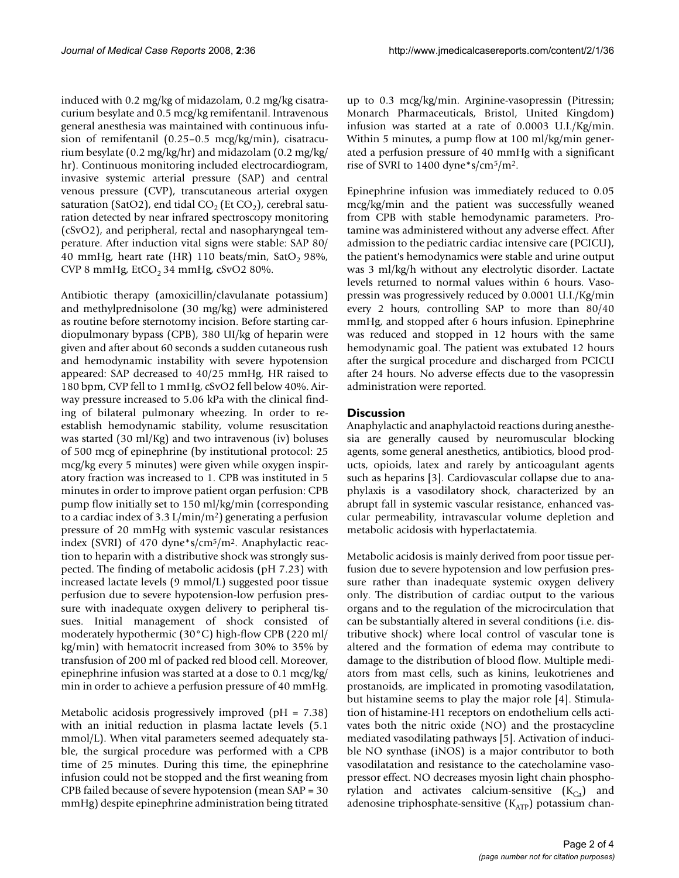induced with 0.2 mg/kg of midazolam, 0.2 mg/kg cisatracurium besylate and 0.5 mcg/kg remifentanil. Intravenous general anesthesia was maintained with continuous infusion of remifentanil (0.25–0.5 mcg/kg/min), cisatracurium besylate (0.2 mg/kg/hr) and midazolam (0.2 mg/kg/hr). Continuous monitoring included electrocardiogram, invasive systemic arterial pressure (SAP) and central venous pressure (CVP), transcutaneous arterial oxygen saturation (SatO2), end tidal $CO_2$ (Et $CO_2$), cerebral saturation detected by near infrared spectroscopy monitoring (cSvO2), and peripheral, rectal and nasopharyngeal temperature. After induction vital signs were stable: SAP 80/40 mmHg, heart rate (HR) 110 beats/min, $SatO_2$ 98%, CVP 8 mmHg, $EtCO_2$ 34 mmHg, cSvO2 80%.

Antibiotic therapy (amoxicillin/clavulanate potassium) and methylprednisolone (30 mg/kg) were administered as routine before sternotomy incision. Before starting cardiopulmonary bypass (CPB), 380 UI/kg of heparin were given and after about 60 seconds a sudden cutaneous rush and hemodynamic instability with severe hypotension appeared: SAP decreased to 40/25 mmHg, HR raised to 180 bpm, CVP fell to 1 mmHg, cSvO2 fell below 40%. Airway pressure increased to 5.06 kPa with the clinical finding of bilateral pulmonary wheezing. In order to re-establish hemodynamic stability, volume resuscitation was started (30 ml/Kg) and two intravenous (iv) boluses of 500 mcg of epinephrine (by institutional protocol: 25 mcg/kg every 5 minutes) were given while oxygen inspiratory fraction was increased to 1. CPB was instituted in 5 minutes in order to improve patient organ perfusion: CPB pump flow initially set to 150 ml/kg/min (corresponding to a cardiac index of 3.3 L/min/$m^2$) generating a perfusion pressure of 20 mmHg with systemic vascular resistances index (SVRI) of 470 dyne*s/$cm^5$/$m^2$. Anaphylactic reaction to heparin with a distributive shock was strongly suspected. The finding of metabolic acidosis (pH 7.23) with increased lactate levels (9 mmol/L) suggested poor tissue perfusion due to severe hypotension-low perfusion pressure with inadequate oxygen delivery to peripheral tissues. Initial management of shock consisted of moderately hypothermic (30°C) high-flow CPB (220 ml/kg/min) with hematocrit increased from 30% to 35% by transfusion of 200 ml of packed red blood cell. Moreover, epinephrine infusion was started at a dose to 0.1 mcg/kg/min in order to achieve a perfusion pressure of 40 mmHg.

Metabolic acidosis progressively improved (pH = 7.38) with an initial reduction in plasma lactate levels (5.1 mmol/L). When vital parameters seemed adequately stable, the surgical procedure was performed with a CPB time of 25 minutes. During this time, the epinephrine infusion could not be stopped and the first weaning from CPB failed because of severe hypotension (mean SAP = 30 mmHg) despite epinephrine administration being titrated up to 0.3 mcg/kg/min. Arginine-vasopressin (Pitressin; Monarch Pharmaceuticals, Bristol, United Kingdom) infusion was started at a rate of 0.0003 U.I./Kg/min. Within 5 minutes, a pump flow at 100 ml/kg/min generated a perfusion pressure of 40 mmHg with a significant rise of SVRI to 1400 dyne*s/$cm^5$/$m^2$.

Epinephrine infusion was immediately reduced to 0.05 mcg/kg/min and the patient was successfully weaned from CPB with stable hemodynamic parameters. Protamine was administered without any adverse effect. After admission to the pediatric cardiac intensive care (PCICU), the patient's hemodynamics were stable and urine output was 3 ml/kg/h without any electrolytic disorder. Lactate levels returned to normal values within 6 hours. Vasopressin was progressively reduced by 0.0001 U.I./Kg/min every 2 hours, controlling SAP to more than 80/40 mmHg, and stopped after 6 hours infusion. Epinephrine was reduced and stopped in 12 hours with the same hemodynamic goal. The patient was extubated 12 hours after the surgical procedure and discharged from PCICU after 24 hours. No adverse effects due to the vasopressin administration were reported.

## Discussion

Anaphylactic and anaphylactoid reactions during anesthesia are generally caused by neuromuscular blocking agents, some general anesthetics, antibiotics, blood products, opioids, latex and rarely by anticoagulant agents such as heparins [3]. Cardiovascular collapse due to anaphylaxis is a vasodilatory shock, characterized by an abrupt fall in systemic vascular resistance, enhanced vascular permeability, intravascular volume depletion and metabolic acidosis with hyperlactatemia.

Metabolic acidosis is mainly derived from poor tissue perfusion due to severe hypotension and low perfusion pressure rather than inadequate systemic oxygen delivery only. The distribution of cardiac output to the various organs and to the regulation of the microcirculation that can be substantially altered in several conditions (i.e. distributive shock) where local control of vascular tone is altered and the formation of edema may contribute to damage to the distribution of blood flow. Multiple mediators from mast cells, such as kinins, leukotrienes and prostanoids, are implicated in promoting vasodilatation, but histamine seems to play the major role [4]. Stimulation of histamine-H1 receptors on endothelium cells activates both the nitric oxide (NO) and the prostacycline mediated vasodilating pathways [5]. Activation of inducible NO synthase (iNOS) is a major contributor to both vasodilatation and resistance to the catecholamine vasopressor effect. NO decreases myosin light chain phosphorylation and activates calcium-sensitive ($K_{Ca}$) and adenosine triphosphate-sensitive ($K_{ATP}$) potassium chan-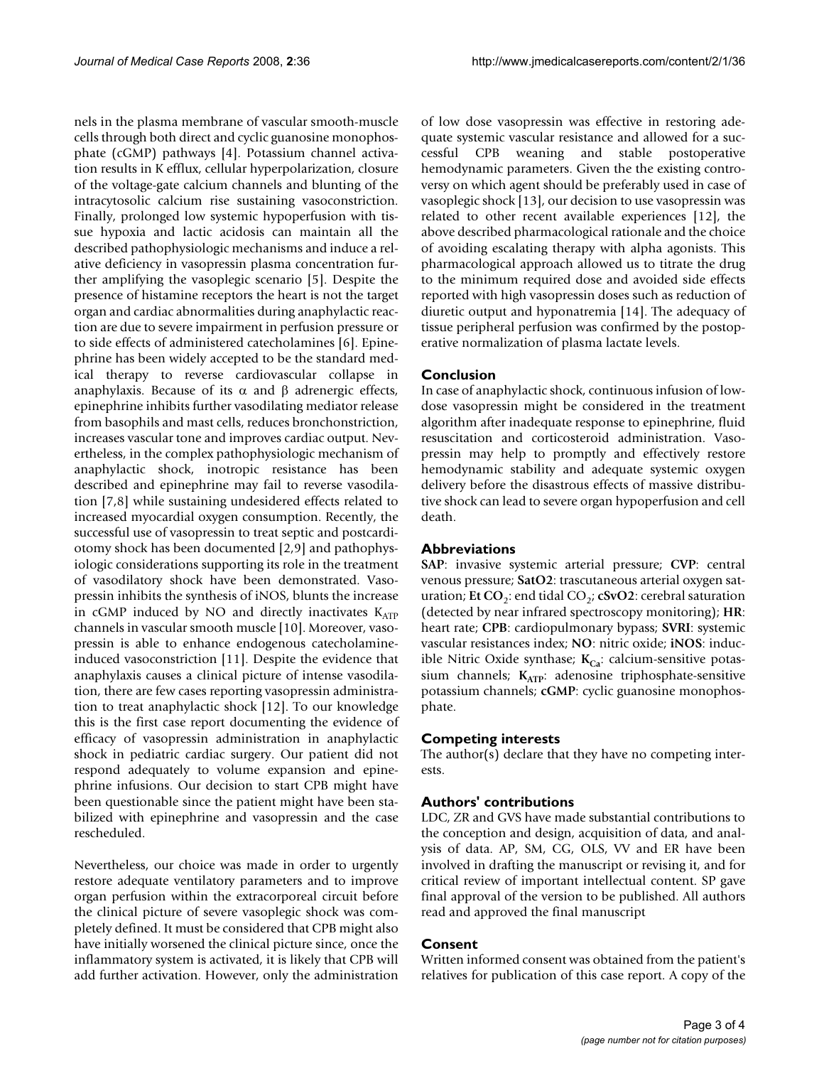nels in the plasma membrane of vascular smooth-muscle cells through both direct and cyclic guanosine monophosphate (cGMP) pathways [4]. Potassium channel activation results in K efflux, cellular hyperpolarization, closure of the voltage-gate calcium channels and blunting of the intracytosolic calcium rise sustaining vasoconstriction. Finally, prolonged low systemic hypoperfusion with tissue hypoxia and lactic acidosis can maintain all the described pathophysiologic mechanisms and induce a relative deficiency in vasopressin plasma concentration further amplifying the vasoplegic scenario [5]. Despite the presence of histamine receptors the heart is not the target organ and cardiac abnormalities during anaphylactic reaction are due to severe impairment in perfusion pressure or to side effects of administered catecholamines [6]. Epinephrine has been widely accepted to be the standard medical therapy to reverse cardiovascular collapse in anaphylaxis. Because of its α and β adrenergic effects, epinephrine inhibits further vasodilating mediator release from basophils and mast cells, reduces bronchonstriction, increases vascular tone and improves cardiac output. Nevertheless, in the complex pathophysiologic mechanism of anaphylactic shock, inotropic resistance has been described and epinephrine may fail to reverse vasodilation [7,8] while sustaining undesidered effects related to increased myocardial oxygen consumption. Recently, the successful use of vasopressin to treat septic and postcardiotomy shock has been documented [2,9] and pathophysiologic considerations supporting its role in the treatment of vasodilatory shock have been demonstrated. Vasopressin inhibits the synthesis of iNOS, blunts the increase in cGMP induced by NO and directly inactivates $K_{ATP}$ channels in vascular smooth muscle [10]. Moreover, vasopressin is able to enhance endogenous catecholamine-induced vasoconstriction [11]. Despite the evidence that anaphylaxis causes a clinical picture of intense vasodilatation, there are few cases reporting vasopressin administration to treat anaphylactic shock [12]. To our knowledge this is the first case report documenting the evidence of efficacy of vasopressin administration in anaphylactic shock in pediatric cardiac surgery. Our patient did not respond adequately to volume expansion and epinephrine infusions. Our decision to start CPB might have been questionable since the patient might have been stabilized with epinephrine and vasopressin and the case rescheduled.

Nevertheless, our choice was made in order to urgently restore adequate ventilatory parameters and to improve organ perfusion within the extracorporeal circuit before the clinical picture of severe vasoplegic shock was completely defined. It must be considered that CPB might also have initially worsened the clinical picture since, once the inflammatory system is activated, it is likely that CPB will add further activation. However, only the administration of low dose vasopressin was effective in restoring adequate systemic vascular resistance and allowed for a successful CPB weaning and stable postoperative hemodynamic parameters. Given the the existing controversy on which agent should be preferably used in case of vasoplegic shock [13], our decision to use vasopressin was related to other recent available experiences [12], the above described pharmacological rationale and the choice of avoiding escalating therapy with alpha agonists. This pharmacological approach allowed us to titrate the drug to the minimum required dose and avoided side effects reported with high vasopressin doses such as reduction of diuretic output and hyponatremia [14]. The adequacy of tissue peripheral perfusion was confirmed by the postoperative normalization of plasma lactate levels.

## Conclusion

In case of anaphylactic shock, continuous infusion of low-dose vasopressin might be considered in the treatment algorithm after inadequate response to epinephrine, fluid resuscitation and corticosteroid administration. Vasopressin may help to promptly and effectively restore hemodynamic stability and adequate systemic oxygen delivery before the disastrous effects of massive distributive shock can lead to severe organ hypoperfusion and cell death.

## Abbreviations

**SAP**: invasive systemic arterial pressure; **CVP**: central venous pressure; **SatO2**: trascutaneous arterial oxygen saturation; **Et $CO_2$**: end tidal $CO_2$; **cSvO2**: cerebral saturation (detected by near infrared spectroscopy monitoring); **HR**: heart rate; **CPB**: cardiopulmonary bypass; **SVRI**: systemic vascular resistances index; **NO**: nitric oxide; **iNOS**: inducible Nitric Oxide synthase; **$K_{Ca}$**: calcium-sensitive potassium channels; **$K_{ATP}$**: adenosine triphosphate-sensitive potassium channels; **cGMP**: cyclic guanosine monophosphate.

## Competing interests

The author(s) declare that they have no competing interests.

## Authors' contributions

LDC, ZR and GVS have made substantial contributions to the conception and design, acquisition of data, and analysis of data. AP, SM, CG, OLS, VV and ER have been involved in drafting the manuscript or revising it, and for critical review of important intellectual content. SP gave final approval of the version to be published. All authors read and approved the final manuscript

## Consent

Written informed consent was obtained from the patient's relatives for publication of this case report. A copy of the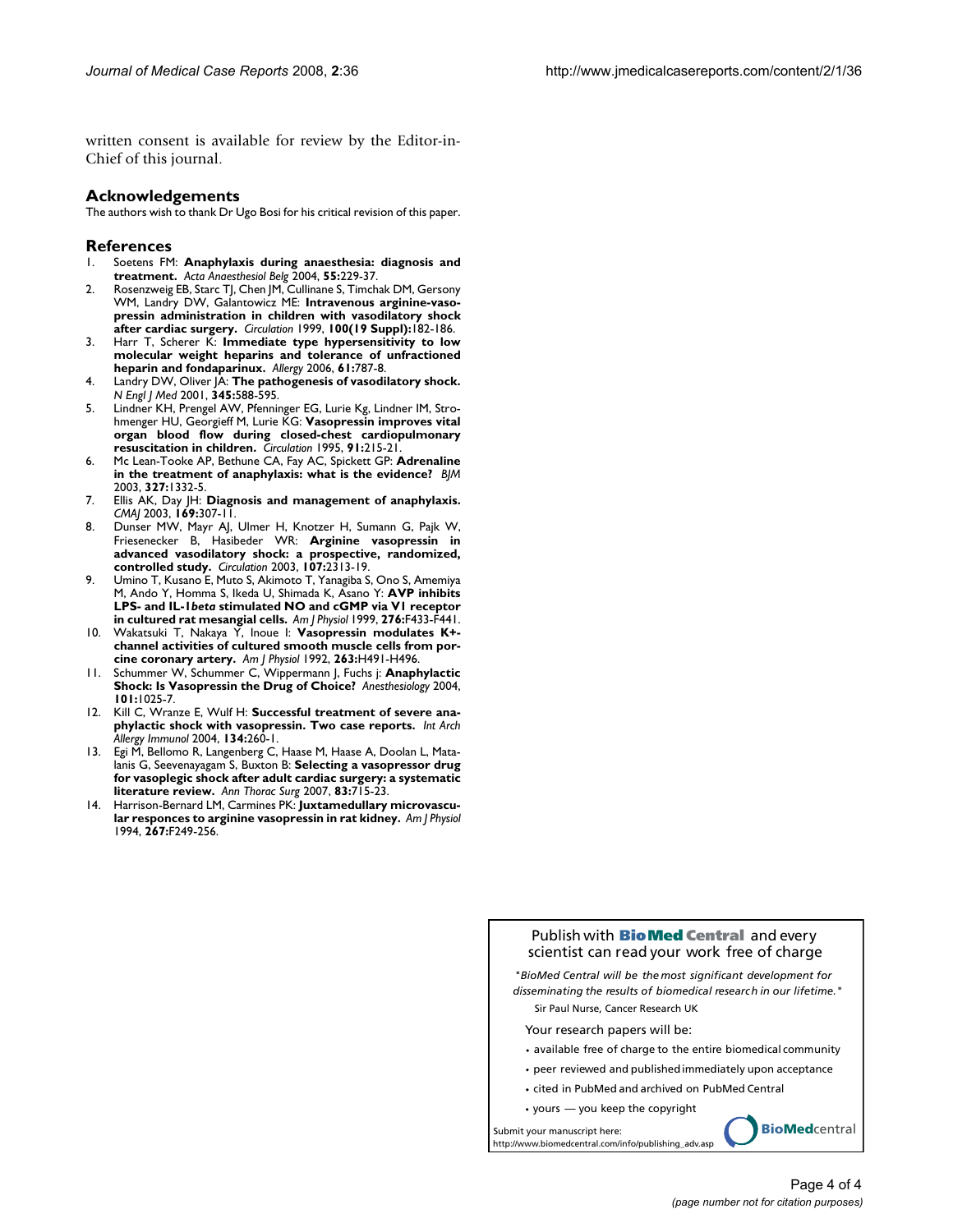written consent is available for review by the Editor-in-Chief of this journal.

## Acknowledgements

The authors wish to thank Dr Ugo Bosi for his critical revision of this paper.

## References

1. Soetens FM: **Anaphylaxis during anaesthesia: diagnosis and treatment.** *Acta Anaesthesiol Belg* 2004, **55:**229-37.
2. Rosenzweig EB, Starc TJ, Chen JM, Cullinane S, Timchak DM, Gersony WM, Landry DW, Galantowicz ME: **Intravenous arginine-vasopressin administration in children with vasodilatory shock after cardiac surgery.** *Circulation* 1999, **100(19 Suppl):**182-186.
3. Harr T, Scherer K: **Immediate type hypersensitivity to low molecular weight heparins and tolerance of unfractioned heparin and fondaparinux.** *Allergy* 2006, **61:**787-8.
4. Landry DW, Oliver JA: **The pathogenesis of vasodilatory shock.** *N Engl J Med* 2001, **345:**588-595.
5. Lindner KH, Prengel AW, Pfenninger EG, Lurie Kg, Lindner IM, Strohmenger HU, Georgieff M, Lurie KG: **Vasopressin improves vital organ blood flow during closed-chest cardiopulmonary resuscitation in children.** *Circulation* 1995, **91:**215-21.
6. Mc Lean-Tooke AP, Bethune CA, Fay AC, Spickett GP: **Adrenaline in the treatment of anaphylaxis: what is the evidence?** *BJM* 2003, **327:**1332-5.
7. Ellis AK, Day JH: **Diagnosis and management of anaphylaxis.** *CMAJ* 2003, **169:**307-11.
8. Dunser MW, Mayr AJ, Ulmer H, Knotzer H, Sumann G, Pajk W, Friesenecker B, Hasibeder WR: **Arginine vasopressin in advanced vasodilatory shock: a prospective, randomized, controlled study.** *Circulation* 2003, **107:**2313-19.
9. Umino T, Kusano E, Muto S, Akimoto T, Yanagiba S, Ono S, Amemiya M, Ando Y, Homma S, Ikeda U, Shimada K, Asano Y: **AVP inhibits LPS- and IL-1*beta* stimulated NO and cGMP via V1 receptor in cultured rat mesangial cells.** *Am J Physiol* 1999, **276:**F433-F441.
10. Wakatsuki T, Nakaya Y, Inoue I: **Vasopressin modulates K+-channel activities of cultured smooth muscle cells from porcine coronary artery.** *Am J Physiol* 1992, **263:**H491-H496.
11. Schummer W, Schummer C, Wippermann J, Fuchs j: **Anaphylactic Shock: Is Vasopressin the Drug of Choice?** *Anesthesiology* 2004, **101:**1025-7.
12. Kill C, Wranze E, Wulf H: **Successful treatment of severe anaphylactic shock with vasopressin. Two case reports.** *Int Arch Allergy Immunol* 2004, **134:**260-1.
13. Egi M, Bellomo R, Langenberg C, Haase M, Haase A, Doolan L, Matalanis G, Seevenayagam S, Buxton B: **Selecting a vasopressor drug for vasoplegic shock after adult cardiac surgery: a systematic literature review.** *Ann Thorac Surg* 2007, **83:**715-23.
14. Harrison-Bernard LM, Carmines PK: **Juxtamedullary microvascular responces to arginine vasopressin in rat kidney.** *Am J Physiol* 1994, **267:**F249-256.

Publish with **BioMed Central** and every scientist can read your work free of charge

*"BioMed Central will be the most significant development for disseminating the results of biomedical research in our lifetime."*
Sir Paul Nurse, Cancer Research UK

Your research papers will be:

- available free of charge to the entire biomedical community
- peer reviewed and published immediately upon acceptance
- cited in PubMed and archived on PubMed Central
- yours — you keep the copyright

Submit your manuscript here:
http://www.biomedcentral.com/info/publishing_adv.asp

BioMedcentral